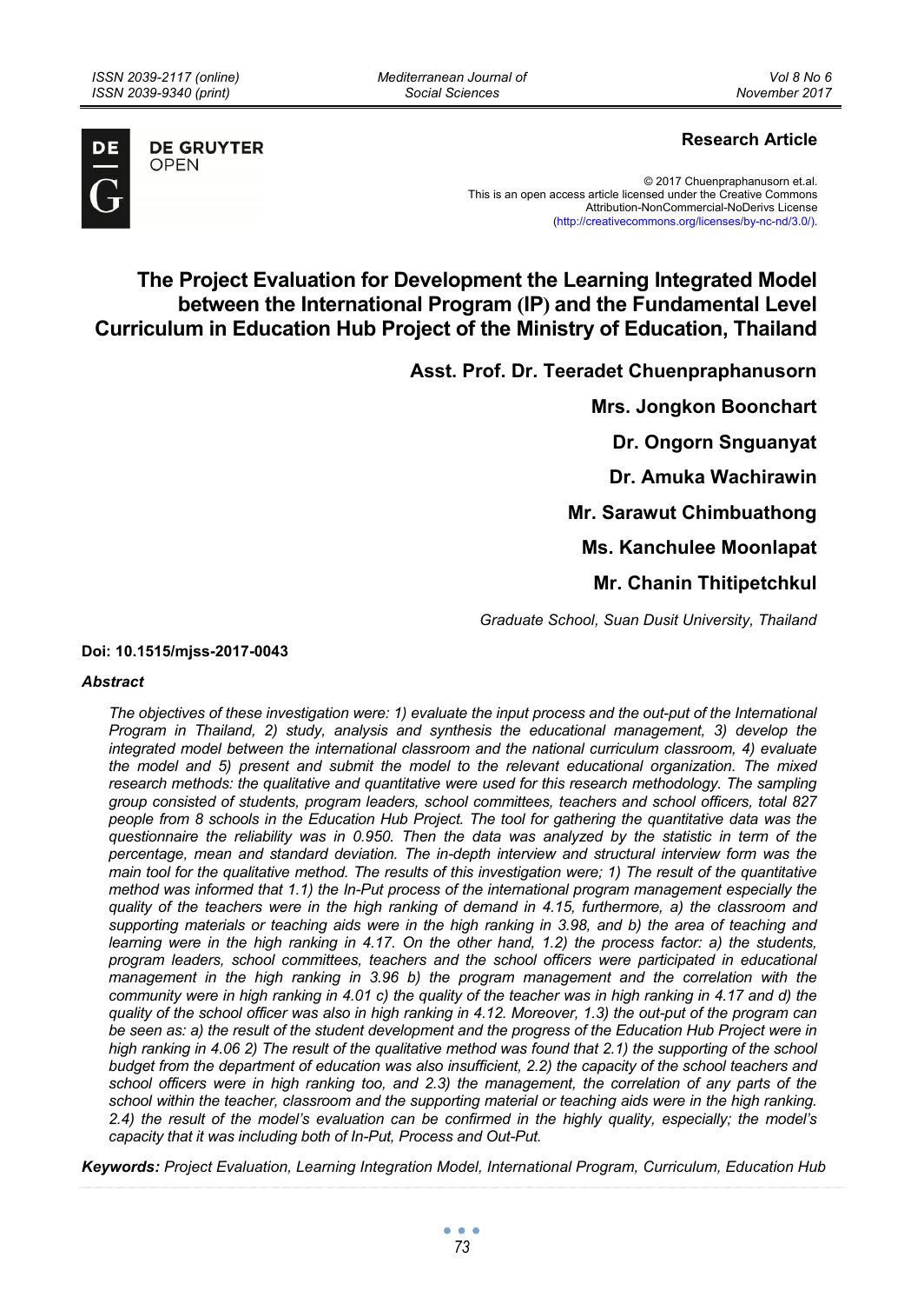**Research Article**

© 2017 Chuenpraphanusorn et.al.
This is an open access article licensed under the Creative Commons Attribution-NonCommercial-NoDerivs License (http://creativecommons.org/licenses/by-nc-nd/3.0/).

# The Project Evaluation for Development the Learning Integrated Model between the International Program (IP) and the Fundamental Level Curriculum in Education Hub Project of the Ministry of Education, Thailand

**Asst. Prof. Dr. Teeradet Chuenpraphanusorn**

**Mrs. Jongkon Boonchart**

**Dr. Ongorn Snguanyat**

**Dr. Amuka Wachirawin**

**Mr. Sarawut Chimbuathong**

**Ms. Kanchulee Moonlapat**

**Mr. Chanin Thitipetchkul**

*Graduate School, Suan Dusit University, Thailand*

**Doi: 10.1515/mjss-2017-0043**

### *Abstract*

*The objectives of these investigation were: 1) evaluate the input process and the out-put of the International Program in Thailand, 2) study, analysis and synthesis the educational management, 3) develop the integrated model between the international classroom and the national curriculum classroom, 4) evaluate the model and 5) present and submit the model to the relevant educational organization. The mixed research methods: the qualitative and quantitative were used for this research methodology. The sampling group consisted of students, program leaders, school committees, teachers and school officers, total 827 people from 8 schools in the Education Hub Project. The tool for gathering the quantitative data was the questionnaire the reliability was in 0.950. Then the data was analyzed by the statistic in term of the percentage, mean and standard deviation. The in-depth interview and structural interview form was the main tool for the qualitative method. The results of this investigation were; 1) The result of the quantitative method was informed that 1.1) the In-Put process of the international program management especially the quality of the teachers were in the high ranking of demand in 4.15, furthermore, a) the classroom and supporting materials or teaching aids were in the high ranking in 3.98, and b) the area of teaching and learning were in the high ranking in 4.17. On the other hand, 1.2) the process factor: a) the students, program leaders, school committees, teachers and the school officers were participated in educational management in the high ranking in 3.96 b) the program management and the correlation with the community were in high ranking in 4.01 c) the quality of the teacher was in high ranking in 4.17 and d) the quality of the school officer was also in high ranking in 4.12. Moreover, 1.3) the out-put of the program can be seen as: a) the result of the student development and the progress of the Education Hub Project were in high ranking in 4.06 2) The result of the qualitative method was found that 2.1) the supporting of the school budget from the department of education was also insufficient, 2.2) the capacity of the school teachers and school officers were in high ranking too, and 2.3) the management, the correlation of any parts of the school within the teacher, classroom and the supporting material or teaching aids were in the high ranking. 2.4) the result of the model's evaluation can be confirmed in the highly quality, especially; the model's capacity that it was including both of In-Put, Process and Out-Put.*

***Keywords:*** *Project Evaluation, Learning Integration Model, International Program, Curriculum, Education Hub*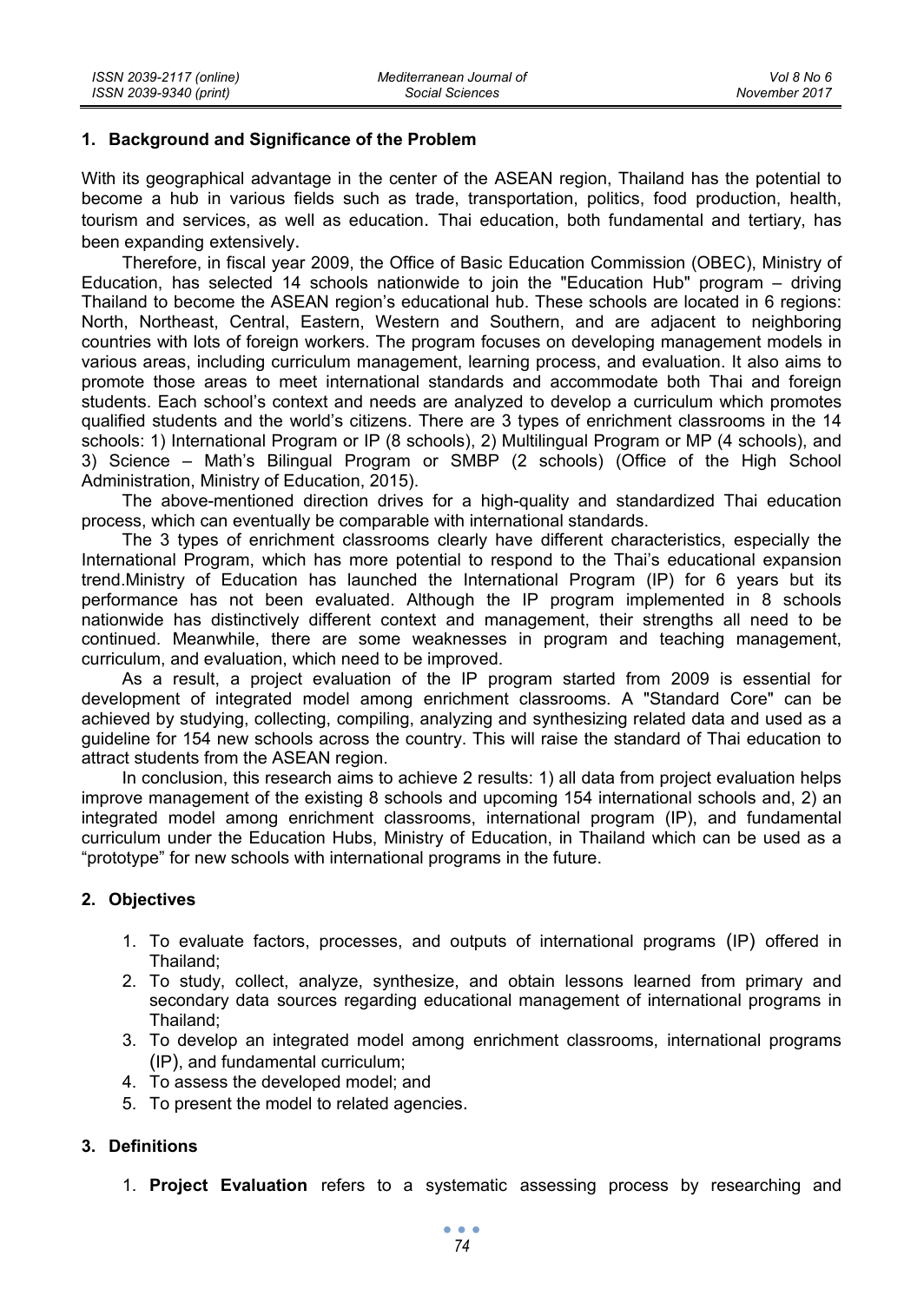## 1. Background and Significance of the Problem

With its geographical advantage in the center of the ASEAN region, Thailand has the potential to become a hub in various fields such as trade, transportation, politics, food production, health, tourism and services, as well as education. Thai education, both fundamental and tertiary, has been expanding extensively.

Therefore, in fiscal year 2009, the Office of Basic Education Commission (OBEC), Ministry of Education, has selected 14 schools nationwide to join the "Education Hub" program – driving Thailand to become the ASEAN region's educational hub. These schools are located in 6 regions: North, Northeast, Central, Eastern, Western and Southern, and are adjacent to neighboring countries with lots of foreign workers. The program focuses on developing management models in various areas, including curriculum management, learning process, and evaluation. It also aims to promote those areas to meet international standards and accommodate both Thai and foreign students. Each school's context and needs are analyzed to develop a curriculum which promotes qualified students and the world's citizens. There are 3 types of enrichment classrooms in the 14 schools: 1) International Program or IP (8 schools), 2) Multilingual Program or MP (4 schools), and 3) Science – Math's Bilingual Program or SMBP (2 schools) (Office of the High School Administration, Ministry of Education, 2015).

The above-mentioned direction drives for a high-quality and standardized Thai education process, which can eventually be comparable with international standards.

The 3 types of enrichment classrooms clearly have different characteristics, especially the International Program, which has more potential to respond to the Thai's educational expansion trend.Ministry of Education has launched the International Program (IP) for 6 years but its performance has not been evaluated. Although the IP program implemented in 8 schools nationwide has distinctively different context and management, their strengths all need to be continued. Meanwhile, there are some weaknesses in program and teaching management, curriculum, and evaluation, which need to be improved.

As a result, a project evaluation of the IP program started from 2009 is essential for development of integrated model among enrichment classrooms. A "Standard Core" can be achieved by studying, collecting, compiling, analyzing and synthesizing related data and used as a guideline for 154 new schools across the country. This will raise the standard of Thai education to attract students from the ASEAN region.

In conclusion, this research aims to achieve 2 results: 1) all data from project evaluation helps improve management of the existing 8 schools and upcoming 154 international schools and, 2) an integrated model among enrichment classrooms, international program (IP), and fundamental curriculum under the Education Hubs, Ministry of Education, in Thailand which can be used as a "prototype" for new schools with international programs in the future.

## 2. Objectives

1. To evaluate factors, processes, and outputs of international programs (IP) offered in Thailand;
2. To study, collect, analyze, synthesize, and obtain lessons learned from primary and secondary data sources regarding educational management of international programs in Thailand;
3. To develop an integrated model among enrichment classrooms, international programs (IP), and fundamental curriculum;
4. To assess the developed model; and
5. To present the model to related agencies.

## 3. Definitions

1. **Project Evaluation** refers to a systematic assessing process by researching and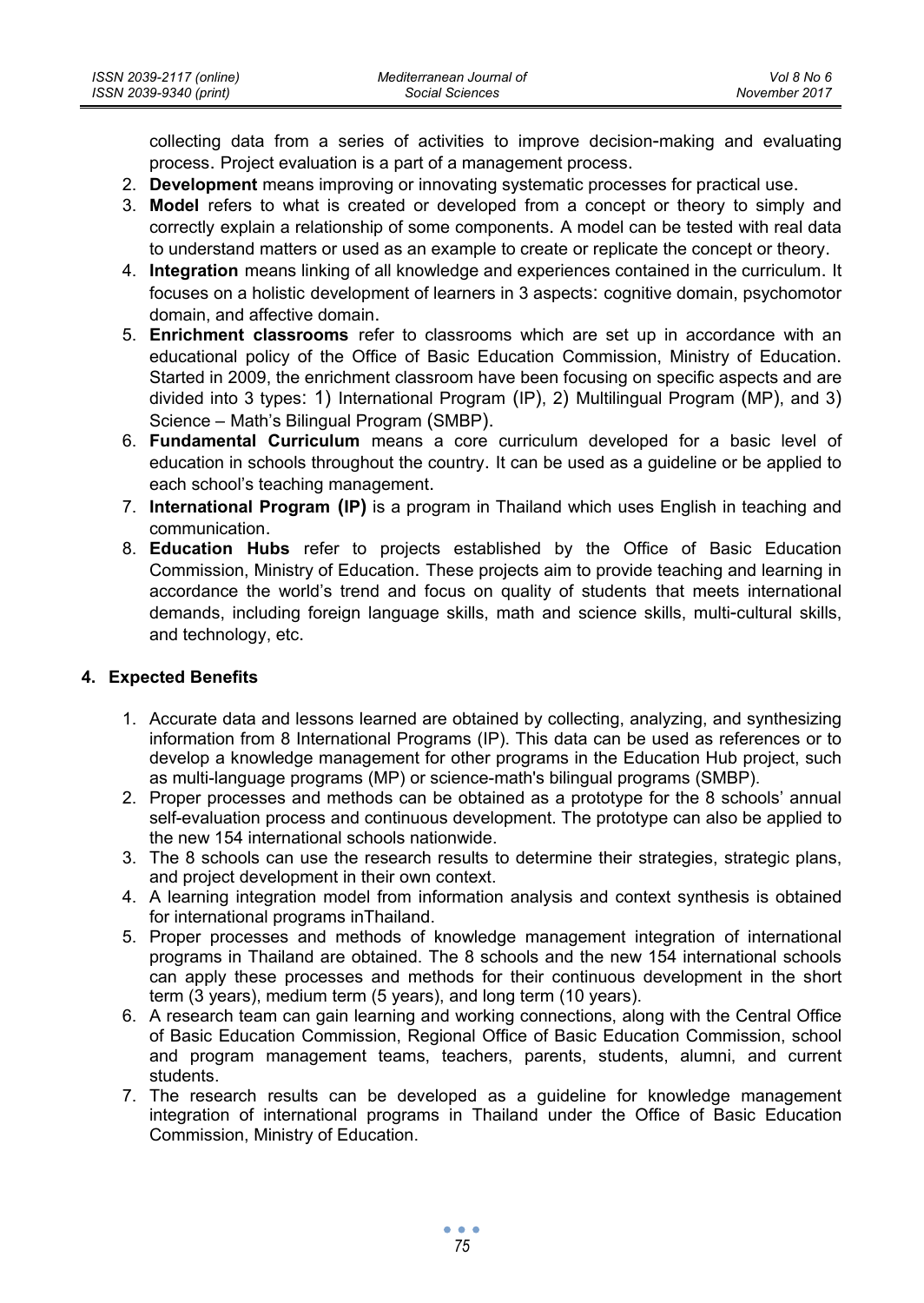collecting data from a series of activities to improve decision-making and evaluating process. Project evaluation is a part of a management process.

2. **Development** means improving or innovating systematic processes for practical use.
3. **Model** refers to what is created or developed from a concept or theory to simply and correctly explain a relationship of some components. A model can be tested with real data to understand matters or used as an example to create or replicate the concept or theory.
4. **Integration** means linking of all knowledge and experiences contained in the curriculum. It focuses on a holistic development of learners in 3 aspects: cognitive domain, psychomotor domain, and affective domain.
5. **Enrichment classrooms** refer to classrooms which are set up in accordance with an educational policy of the Office of Basic Education Commission, Ministry of Education. Started in 2009, the enrichment classroom have been focusing on specific aspects and are divided into 3 types: 1) International Program (IP), 2) Multilingual Program (MP), and 3) Science – Math's Bilingual Program (SMBP).
6. **Fundamental Curriculum** means a core curriculum developed for a basic level of education in schools throughout the country. It can be used as a guideline or be applied to each school's teaching management.
7. **International Program (IP)** is a program in Thailand which uses English in teaching and communication.
8. **Education Hubs** refer to projects established by the Office of Basic Education Commission, Ministry of Education. These projects aim to provide teaching and learning in accordance the world's trend and focus on quality of students that meets international demands, including foreign language skills, math and science skills, multi-cultural skills, and technology, etc.

## 4. Expected Benefits

1. Accurate data and lessons learned are obtained by collecting, analyzing, and synthesizing information from 8 International Programs (IP). This data can be used as references or to develop a knowledge management for other programs in the Education Hub project, such as multi-language programs (MP) or science-math's bilingual programs (SMBP).
2. Proper processes and methods can be obtained as a prototype for the 8 schools' annual self-evaluation process and continuous development. The prototype can also be applied to the new 154 international schools nationwide.
3. The 8 schools can use the research results to determine their strategies, strategic plans, and project development in their own context.
4. A learning integration model from information analysis and context synthesis is obtained for international programs inThailand.
5. Proper processes and methods of knowledge management integration of international programs in Thailand are obtained. The 8 schools and the new 154 international schools can apply these processes and methods for their continuous development in the short term (3 years), medium term (5 years), and long term (10 years).
6. A research team can gain learning and working connections, along with the Central Office of Basic Education Commission, Regional Office of Basic Education Commission, school and program management teams, teachers, parents, students, alumni, and current students.
7. The research results can be developed as a guideline for knowledge management integration of international programs in Thailand under the Office of Basic Education Commission, Ministry of Education.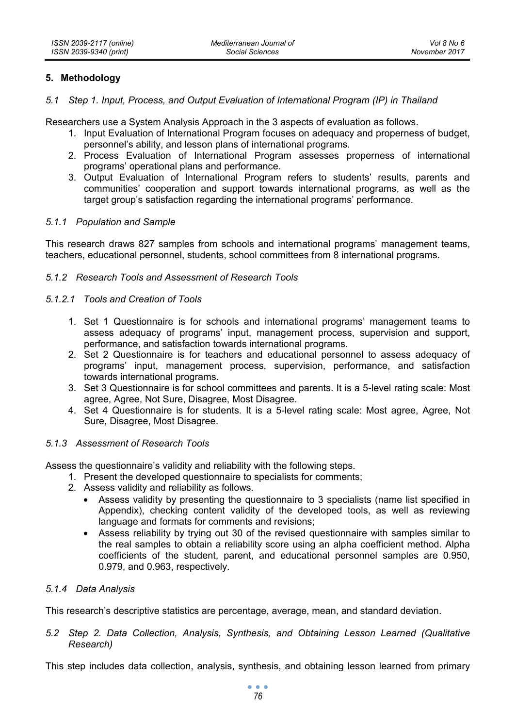## 5. Methodology

### *5.1 Step 1. Input, Process, and Output Evaluation of International Program (IP) in Thailand*

Researchers use a System Analysis Approach in the 3 aspects of evaluation as follows.

1. Input Evaluation of International Program focuses on adequacy and properness of budget, personnel's ability, and lesson plans of international programs.
2. Process Evaluation of International Program assesses properness of international programs' operational plans and performance.
3. Output Evaluation of International Program refers to students' results, parents and communities' cooperation and support towards international programs, as well as the target group's satisfaction regarding the international programs' performance.

#### *5.1.1 Population and Sample*

This research draws 827 samples from schools and international programs' management teams, teachers, educational personnel, students, school committees from 8 international programs.

#### *5.1.2 Research Tools and Assessment of Research Tools*

##### *5.1.2.1 Tools and Creation of Tools*

1. Set 1 Questionnaire is for schools and international programs' management teams to assess adequacy of programs' input, management process, supervision and support, performance, and satisfaction towards international programs.
2. Set 2 Questionnaire is for teachers and educational personnel to assess adequacy of programs' input, management process, supervision, performance, and satisfaction towards international programs.
3. Set 3 Questionnaire is for school committees and parents. It is a 5-level rating scale: Most agree, Agree, Not Sure, Disagree, Most Disagree.
4. Set 4 Questionnaire is for students. It is a 5-level rating scale: Most agree, Agree, Not Sure, Disagree, Most Disagree.

#### *5.1.3 Assessment of Research Tools*

Assess the questionnaire's validity and reliability with the following steps.

1. Present the developed questionnaire to specialists for comments;
2. Assess validity and reliability as follows.
   - Assess validity by presenting the questionnaire to 3 specialists (name list specified in Appendix), checking content validity of the developed tools, as well as reviewing language and formats for comments and revisions;
   - Assess reliability by trying out 30 of the revised questionnaire with samples similar to the real samples to obtain a reliability score using an alpha coefficient method. Alpha coefficients of the student, parent, and educational personnel samples are 0.950, 0.979, and 0.963, respectively.

#### *5.1.4 Data Analysis*

This research's descriptive statistics are percentage, average, mean, and standard deviation.

### *5.2 Step 2. Data Collection, Analysis, Synthesis, and Obtaining Lesson Learned (Qualitative Research)*

This step includes data collection, analysis, synthesis, and obtaining lesson learned from primary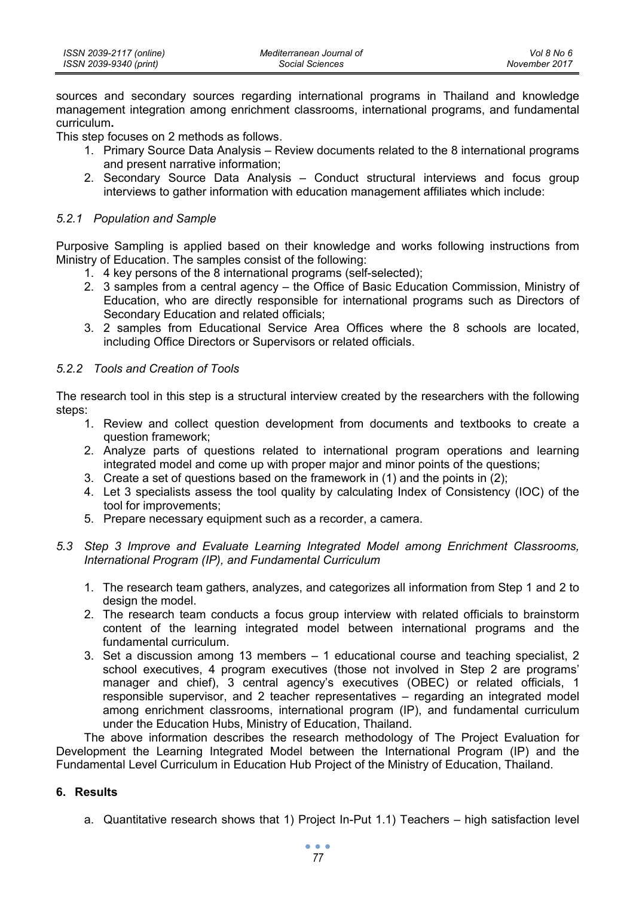sources and secondary sources regarding international programs in Thailand and knowledge management integration among enrichment classrooms, international programs, and fundamental curriculum**.**

This step focuses on 2 methods as follows.

1. Primary Source Data Analysis – Review documents related to the 8 international programs and present narrative information;
2. Secondary Source Data Analysis – Conduct structural interviews and focus group interviews to gather information with education management affiliates which include:

### *5.2.1 Population and Sample*

Purposive Sampling is applied based on their knowledge and works following instructions from Ministry of Education. The samples consist of the following:

1. 4 key persons of the 8 international programs (self-selected);
2. 3 samples from a central agency – the Office of Basic Education Commission, Ministry of Education, who are directly responsible for international programs such as Directors of Secondary Education and related officials;
3. 2 samples from Educational Service Area Offices where the 8 schools are located, including Office Directors or Supervisors or related officials.

### *5.2.2 Tools and Creation of Tools*

The research tool in this step is a structural interview created by the researchers with the following steps:

1. Review and collect question development from documents and textbooks to create a question framework;
2. Analyze parts of questions related to international program operations and learning integrated model and come up with proper major and minor points of the questions;
3. Create a set of questions based on the framework in (1) and the points in (2);
4. Let 3 specialists assess the tool quality by calculating Index of Consistency (IOC) of the tool for improvements;
5. Prepare necessary equipment such as a recorder, a camera.

## *5.3 Step 3 Improve and Evaluate Learning Integrated Model among Enrichment Classrooms, International Program (IP), and Fundamental Curriculum*

1. The research team gathers, analyzes, and categorizes all information from Step 1 and 2 to design the model.
2. The research team conducts a focus group interview with related officials to brainstorm content of the learning integrated model between international programs and the fundamental curriculum.
3. Set a discussion among 13 members – 1 educational course and teaching specialist, 2 school executives, 4 program executives (those not involved in Step 2 are programs' manager and chief), 3 central agency's executives (OBEC) or related officials, 1 responsible supervisor, and 2 teacher representatives – regarding an integrated model among enrichment classrooms, international program (IP), and fundamental curriculum under the Education Hubs, Ministry of Education, Thailand.

The above information describes the research methodology of The Project Evaluation for Development the Learning Integrated Model between the International Program (IP) and the Fundamental Level Curriculum in Education Hub Project of the Ministry of Education, Thailand.

## 6. Results

a. Quantitative research shows that 1) Project In-Put 1.1) Teachers – high satisfaction level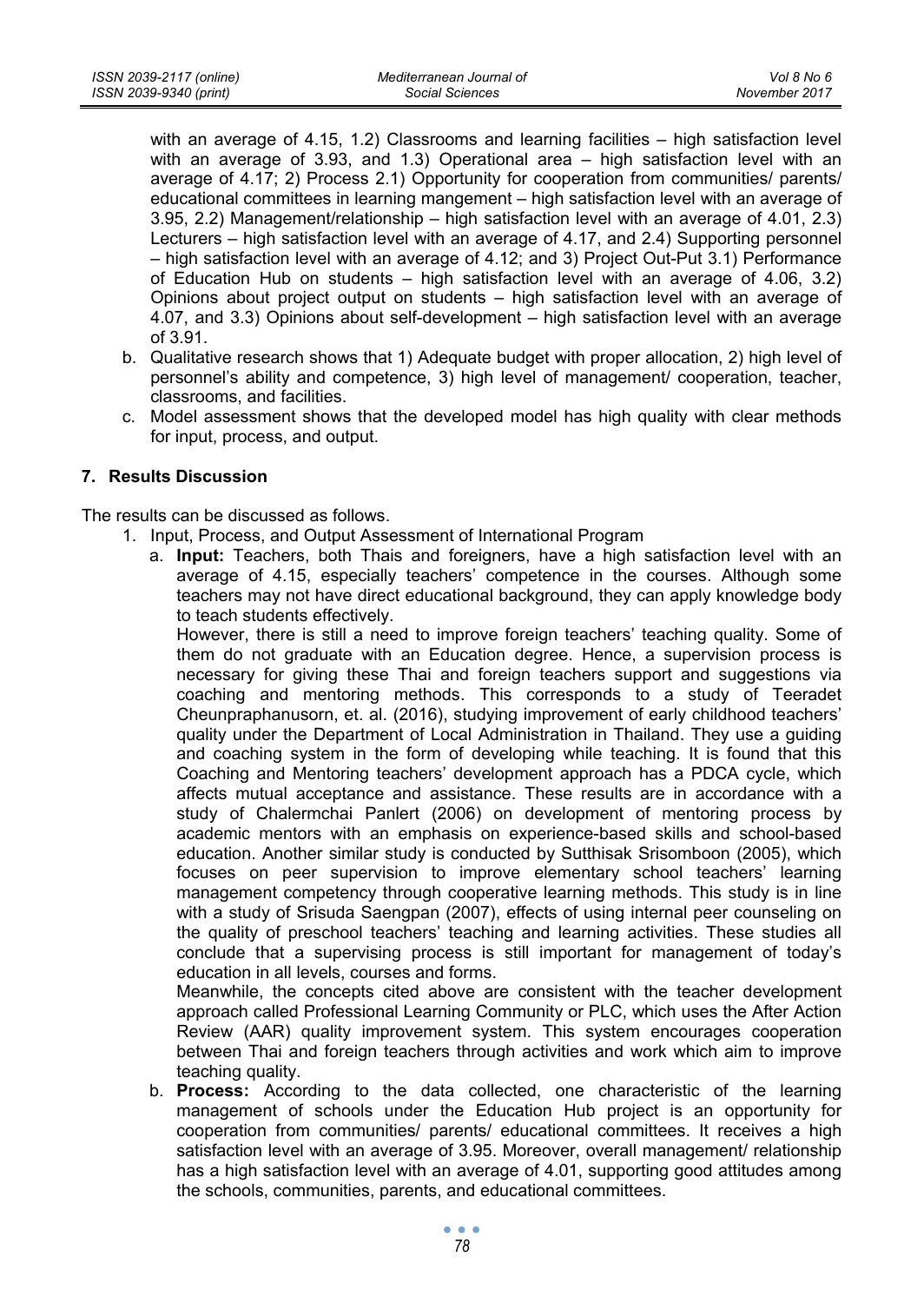with an average of 4.15, 1.2) Classrooms and learning facilities – high satisfaction level with an average of 3.93, and 1.3) Operational area – high satisfaction level with an average of 4.17; 2) Process 2.1) Opportunity for cooperation from communities/ parents/ educational committees in learning mangement – high satisfaction level with an average of 3.95, 2.2) Management/relationship – high satisfaction level with an average of 4.01, 2.3) Lecturers – high satisfaction level with an average of 4.17, and 2.4) Supporting personnel – high satisfaction level with an average of 4.12; and 3) Project Out-Put 3.1) Performance of Education Hub on students – high satisfaction level with an average of 4.06, 3.2) Opinions about project output on students – high satisfaction level with an average of 4.07, and 3.3) Opinions about self-development – high satisfaction level with an average of 3.91.

b. Qualitative research shows that 1) Adequate budget with proper allocation, 2) high level of personnel's ability and competence, 3) high level of management/ cooperation, teacher, classrooms, and facilities.

c. Model assessment shows that the developed model has high quality with clear methods for input, process, and output.

## 7. Results Discussion

The results can be discussed as follows.

1. Input, Process, and Output Assessment of International Program

   a. **Input:** Teachers, both Thais and foreigners, have a high satisfaction level with an average of 4.15, especially teachers' competence in the courses. Although some teachers may not have direct educational background, they can apply knowledge body to teach students effectively.

   However, there is still a need to improve foreign teachers' teaching quality. Some of them do not graduate with an Education degree. Hence, a supervision process is necessary for giving these Thai and foreign teachers support and suggestions via coaching and mentoring methods. This corresponds to a study of Teeradet Cheunpraphanusorn, et. al. (2016), studying improvement of early childhood teachers' quality under the Department of Local Administration in Thailand. They use a guiding and coaching system in the form of developing while teaching. It is found that this Coaching and Mentoring teachers' development approach has a PDCA cycle, which affects mutual acceptance and assistance. These results are in accordance with a study of Chalermchai Panlert (2006) on development of mentoring process by academic mentors with an emphasis on experience-based skills and school-based education. Another similar study is conducted by Sutthisak Srisomboon (2005), which focuses on peer supervision to improve elementary school teachers' learning management competency through cooperative learning methods. This study is in line with a study of Srisuda Saengpan (2007), effects of using internal peer counseling on the quality of preschool teachers' teaching and learning activities. These studies all conclude that a supervising process is still important for management of today's education in all levels, courses and forms.

   Meanwhile, the concepts cited above are consistent with the teacher development approach called Professional Learning Community or PLC, which uses the After Action Review (AAR) quality improvement system. This system encourages cooperation between Thai and foreign teachers through activities and work which aim to improve teaching quality.

   b. **Process:** According to the data collected, one characteristic of the learning management of schools under the Education Hub project is an opportunity for cooperation from communities/ parents/ educational committees. It receives a high satisfaction level with an average of 3.95. Moreover, overall management/ relationship has a high satisfaction level with an average of 4.01, supporting good attitudes among the schools, communities, parents, and educational committees.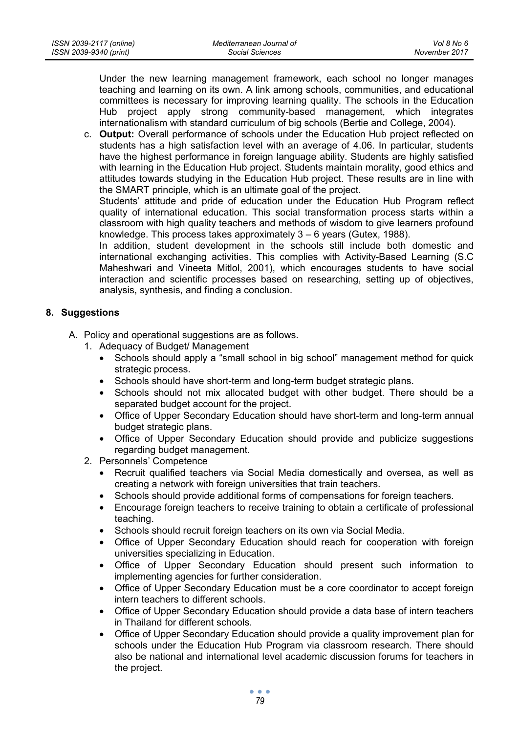Under the new learning management framework, each school no longer manages teaching and learning on its own. A link among schools, communities, and educational committees is necessary for improving learning quality. The schools in the Education Hub project apply strong community-based management, which integrates internationalism with standard curriculum of big schools (Bertie and College, 2004).

c. **Output:** Overall performance of schools under the Education Hub project reflected on students has a high satisfaction level with an average of 4.06. In particular, students have the highest performance in foreign language ability. Students are highly satisfied with learning in the Education Hub project. Students maintain morality, good ethics and attitudes towards studying in the Education Hub project. These results are in line with the SMART principle, which is an ultimate goal of the project.

   Students' attitude and pride of education under the Education Hub Program reflect quality of international education. This social transformation process starts within a classroom with high quality teachers and methods of wisdom to give learners profound knowledge. This process takes approximately 3 – 6 years (Gutex, 1988).

   In addition, student development in the schools still include both domestic and international exchanging activities. This complies with Activity-Based Learning (S.C Maheshwari and Vineeta Mitlol, 2001), which encourages students to have social interaction and scientific processes based on researching, setting up of objectives, analysis, synthesis, and finding a conclusion.

## 8. Suggestions

A. Policy and operational suggestions are as follows.

1. Adequacy of Budget/ Management
   - Schools should apply a "small school in big school" management method for quick strategic process.
   - Schools should have short-term and long-term budget strategic plans.
   - Schools should not mix allocated budget with other budget. There should be a separated budget account for the project.
   - Office of Upper Secondary Education should have short-term and long-term annual budget strategic plans.
   - Office of Upper Secondary Education should provide and publicize suggestions regarding budget management.
2. Personnels' Competence
   - Recruit qualified teachers via Social Media domestically and oversea, as well as creating a network with foreign universities that train teachers.
   - Schools should provide additional forms of compensations for foreign teachers.
   - Encourage foreign teachers to receive training to obtain a certificate of professional teaching.
   - Schools should recruit foreign teachers on its own via Social Media.
   - Office of Upper Secondary Education should reach for cooperation with foreign universities specializing in Education.
   - Office of Upper Secondary Education should present such information to implementing agencies for further consideration.
   - Office of Upper Secondary Education must be a core coordinator to accept foreign intern teachers to different schools.
   - Office of Upper Secondary Education should provide a data base of intern teachers in Thailand for different schools.
   - Office of Upper Secondary Education should provide a quality improvement plan for schools under the Education Hub Program via classroom research. There should also be national and international level academic discussion forums for teachers in the project.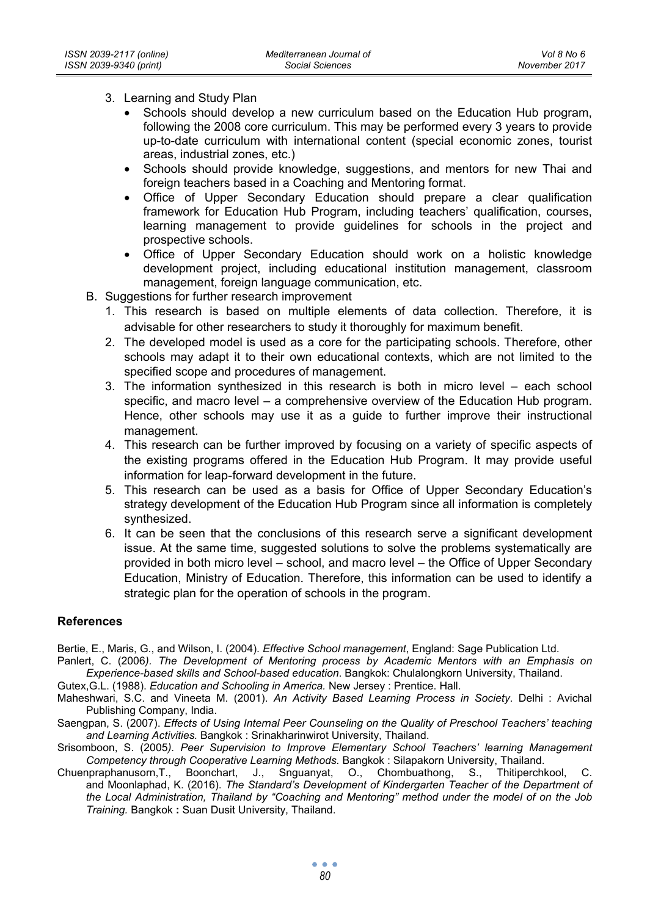3. Learning and Study Plan
   - Schools should develop a new curriculum based on the Education Hub program, following the 2008 core curriculum. This may be performed every 3 years to provide up-to-date curriculum with international content (special economic zones, tourist areas, industrial zones, etc.)
   - Schools should provide knowledge, suggestions, and mentors for new Thai and foreign teachers based in a Coaching and Mentoring format.
   - Office of Upper Secondary Education should prepare a clear qualification framework for Education Hub Program, including teachers' qualification, courses, learning management to provide guidelines for schools in the project and prospective schools.
   - Office of Upper Secondary Education should work on a holistic knowledge development project, including educational institution management, classroom management, foreign language communication, etc.

B. Suggestions for further research improvement

1. This research is based on multiple elements of data collection. Therefore, it is advisable for other researchers to study it thoroughly for maximum benefit.
2. The developed model is used as a core for the participating schools. Therefore, other schools may adapt it to their own educational contexts, which are not limited to the specified scope and procedures of management.
3. The information synthesized in this research is both in micro level – each school specific, and macro level – a comprehensive overview of the Education Hub program. Hence, other schools may use it as a guide to further improve their instructional management.
4. This research can be further improved by focusing on a variety of specific aspects of the existing programs offered in the Education Hub Program. It may provide useful information for leap-forward development in the future.
5. This research can be used as a basis for Office of Upper Secondary Education's strategy development of the Education Hub Program since all information is completely synthesized.
6. It can be seen that the conclusions of this research serve a significant development issue. At the same time, suggested solutions to solve the problems systematically are provided in both micro level – school, and macro level – the Office of Upper Secondary Education, Ministry of Education. Therefore, this information can be used to identify a strategic plan for the operation of schools in the program.

## References

Bertie, E., Maris, G., and Wilson, I. (2004). *Effective School management*, England: Sage Publication Ltd.

Panlert, C. (2006). *The Development of Mentoring process by Academic Mentors with an Emphasis on Experience-based skills and School-based education*. Bangkok: Chulalongkorn University, Thailand.

Gutex,G.L. (1988). *Education and Schooling in America.* New Jersey : Prentice. Hall.

Maheshwari, S.C. and Vineeta M. (2001). *An Activity Based Learning Process in Society*. Delhi : Avichal Publishing Company, India.

Saengpan, S. (2007). *Effects of Using Internal Peer Counseling on the Quality of Preschool Teachers' teaching and Learning Activities.* Bangkok : Srinakharinwirot University, Thailand.

Srisomboon, S. (2005). *Peer Supervision to Improve Elementary School Teachers' learning Management Competency through Cooperative Learning Methods.* Bangkok : Silapakorn University, Thailand.

Chuenpraphanusorn,T., Boonchart, J., Snguanyat, O., Chombuathong, S., Thitiperchkool, C. and Moonlaphad, K. (2016). *The Standard's Development of Kindergarten Teacher of the Department of the Local Administration, Thailand by "Coaching and Mentoring" method under the model of on the Job Training.* Bangkok **:** Suan Dusit University, Thailand.